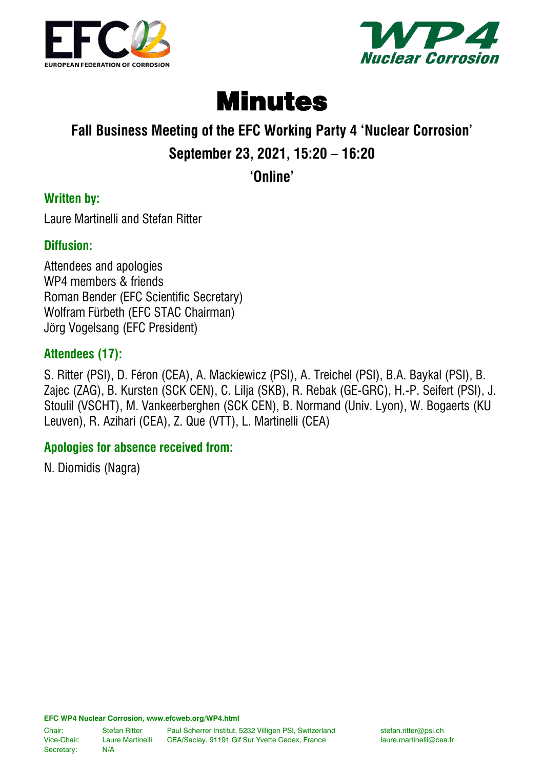# Minutes

## Fall Business Meeting of the EFC Working Party 4 'Nuclear Corrosion'

## September 23, 2021, 15:20 – 16:20

## 'Online'

### Written by:

Laure Martinelli and Stefan Ritter

### Diffusion:

Attendees and apologies
WP4 members & friends
Roman Bender (EFC Scientific Secretary)
Wolfram Fürbeth (EFC STAC Chairman)
Jörg Vogelsang (EFC President)

### Attendees (17):

S. Ritter (PSI), D. Féron (CEA), A. Mackiewicz (PSI), A. Treichel (PSI), B.A. Baykal (PSI), B. Zajec (ZAG), B. Kursten (SCK CEN), C. Lilja (SKB), R. Rebak (GE-GRC), H.-P. Seifert (PSI), J. Stoulil (VSCHT), M. Vankeerberghen (SCK CEN), B. Normand (Univ. Lyon), W. Bogaerts (KU Leuven), R. Azihari (CEA), Z. Que (VTT), L. Martinelli (CEA)

### Apologies for absence received from:

N. Diomidis (Nagra)

**EFC WP4 Nuclear Corrosion, www.efcweb.org/WP4.html**

| | | | |
|---|---|---|---|
| Chair: | Stefan Ritter | Paul Scherrer Institut, 5232 Villigen PSI, Switzerland | stefan.ritter@psi.ch |
| Vice-Chair: | Laure Martinelli | CEA/Saclay, 91191 Gif Sur Yvette Cedex, France | laure.martinelli@cea.fr |
| Secretary: | N/A | | |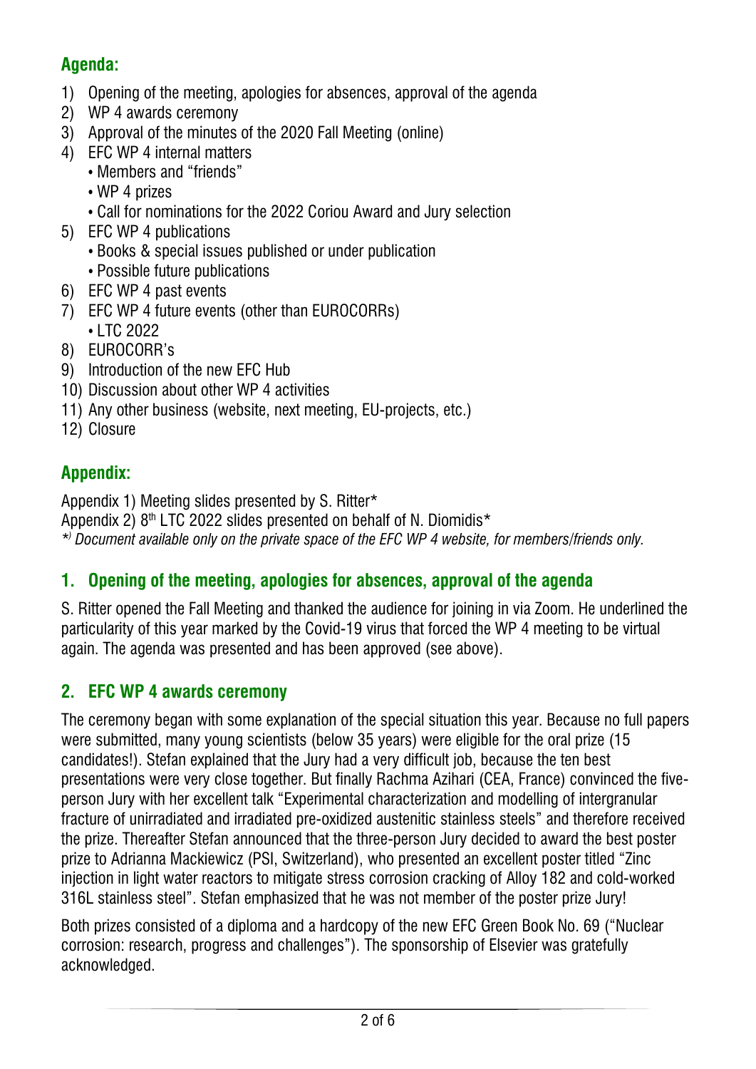## Agenda:

1) Opening of the meeting, apologies for absences, approval of the agenda
2) WP 4 awards ceremony
3) Approval of the minutes of the 2020 Fall Meeting (online)
4) EFC WP 4 internal matters
   - Members and "friends"
   - WP 4 prizes
   - Call for nominations for the 2022 Coriou Award and Jury selection
5) EFC WP 4 publications
   - Books & special issues published or under publication
   - Possible future publications
6) EFC WP 4 past events
7) EFC WP 4 future events (other than EUROCORRs)
   - LTC 2022
8) EUROCORR's
9) Introduction of the new EFC Hub
10) Discussion about other WP 4 activities
11) Any other business (website, next meeting, EU-projects, etc.)
12) Closure

## Appendix:

Appendix 1) Meeting slides presented by S. Ritter*
Appendix 2) 8th LTC 2022 slides presented on behalf of N. Diomidis*
*) *Document available only on the private space of the EFC WP 4 website, for members/friends only.*

## 1. Opening of the meeting, apologies for absences, approval of the agenda

S. Ritter opened the Fall Meeting and thanked the audience for joining in via Zoom. He underlined the particularity of this year marked by the Covid-19 virus that forced the WP 4 meeting to be virtual again. The agenda was presented and has been approved (see above).

## 2. EFC WP 4 awards ceremony

The ceremony began with some explanation of the special situation this year. Because no full papers were submitted, many young scientists (below 35 years) were eligible for the oral prize (15 candidates!). Stefan explained that the Jury had a very difficult job, because the ten best presentations were very close together. But finally Rachma Azihari (CEA, France) convinced the five-person Jury with her excellent talk "Experimental characterization and modelling of intergranular fracture of unirradiated and irradiated pre-oxidized austenitic stainless steels" and therefore received the prize. Thereafter Stefan announced that the three-person Jury decided to award the best poster prize to Adrianna Mackiewicz (PSI, Switzerland), who presented an excellent poster titled "Zinc injection in light water reactors to mitigate stress corrosion cracking of Alloy 182 and cold-worked 316L stainless steel". Stefan emphasized that he was not member of the poster prize Jury!

Both prizes consisted of a diploma and a hardcopy of the new EFC Green Book No. 69 ("Nuclear corrosion: research, progress and challenges"). The sponsorship of Elsevier was gratefully acknowledged.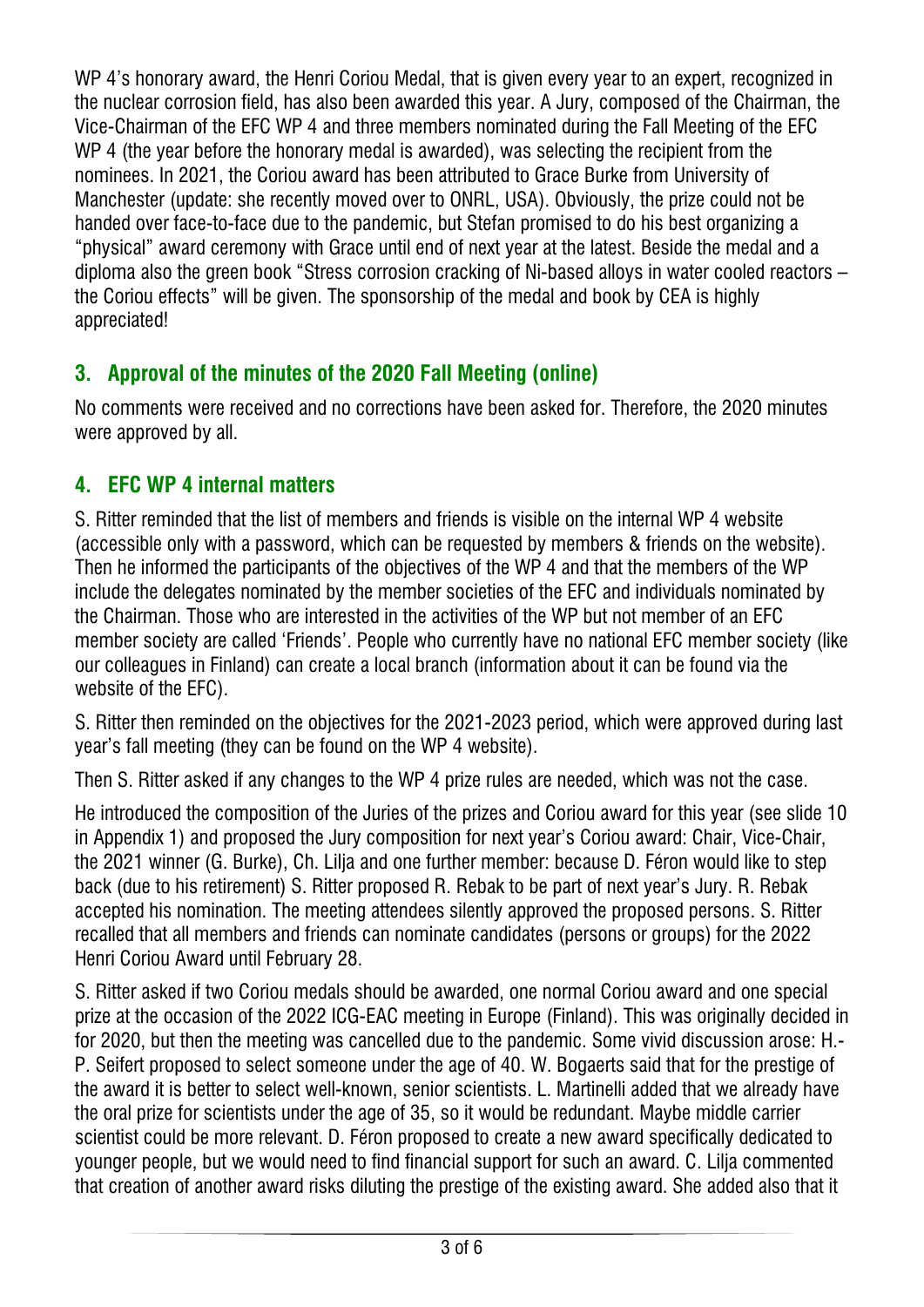WP 4's honorary award, the Henri Coriou Medal, that is given every year to an expert, recognized in the nuclear corrosion field, has also been awarded this year. A Jury, composed of the Chairman, the Vice-Chairman of the EFC WP 4 and three members nominated during the Fall Meeting of the EFC WP 4 (the year before the honorary medal is awarded), was selecting the recipient from the nominees. In 2021, the Coriou award has been attributed to Grace Burke from University of Manchester (update: she recently moved over to ONRL, USA). Obviously, the prize could not be handed over face-to-face due to the pandemic, but Stefan promised to do his best organizing a "physical" award ceremony with Grace until end of next year at the latest. Beside the medal and a diploma also the green book "Stress corrosion cracking of Ni-based alloys in water cooled reactors – the Coriou effects" will be given. The sponsorship of the medal and book by CEA is highly appreciated!

## 3. Approval of the minutes of the 2020 Fall Meeting (online)

No comments were received and no corrections have been asked for. Therefore, the 2020 minutes were approved by all.

## 4. EFC WP 4 internal matters

S. Ritter reminded that the list of members and friends is visible on the internal WP 4 website (accessible only with a password, which can be requested by members & friends on the website). Then he informed the participants of the objectives of the WP 4 and that the members of the WP include the delegates nominated by the member societies of the EFC and individuals nominated by the Chairman. Those who are interested in the activities of the WP but not member of an EFC member society are called 'Friends'. People who currently have no national EFC member society (like our colleagues in Finland) can create a local branch (information about it can be found via the website of the EFC).

S. Ritter then reminded on the objectives for the 2021-2023 period, which were approved during last year's fall meeting (they can be found on the WP 4 website).

Then S. Ritter asked if any changes to the WP 4 prize rules are needed, which was not the case.

He introduced the composition of the Juries of the prizes and Coriou award for this year (see slide 10 in Appendix 1) and proposed the Jury composition for next year's Coriou award: Chair, Vice-Chair, the 2021 winner (G. Burke), Ch. Lilja and one further member: because D. Féron would like to step back (due to his retirement) S. Ritter proposed R. Rebak to be part of next year's Jury. R. Rebak accepted his nomination. The meeting attendees silently approved the proposed persons. S. Ritter recalled that all members and friends can nominate candidates (persons or groups) for the 2022 Henri Coriou Award until February 28.

S. Ritter asked if two Coriou medals should be awarded, one normal Coriou award and one special prize at the occasion of the 2022 ICG-EAC meeting in Europe (Finland). This was originally decided in for 2020, but then the meeting was cancelled due to the pandemic. Some vivid discussion arose: H.-P. Seifert proposed to select someone under the age of 40. W. Bogaerts said that for the prestige of the award it is better to select well-known, senior scientists. L. Martinelli added that we already have the oral prize for scientists under the age of 35, so it would be redundant. Maybe middle carrier scientist could be more relevant. D. Féron proposed to create a new award specifically dedicated to younger people, but we would need to find financial support for such an award. C. Lilja commented that creation of another award risks diluting the prestige of the existing award. She added also that it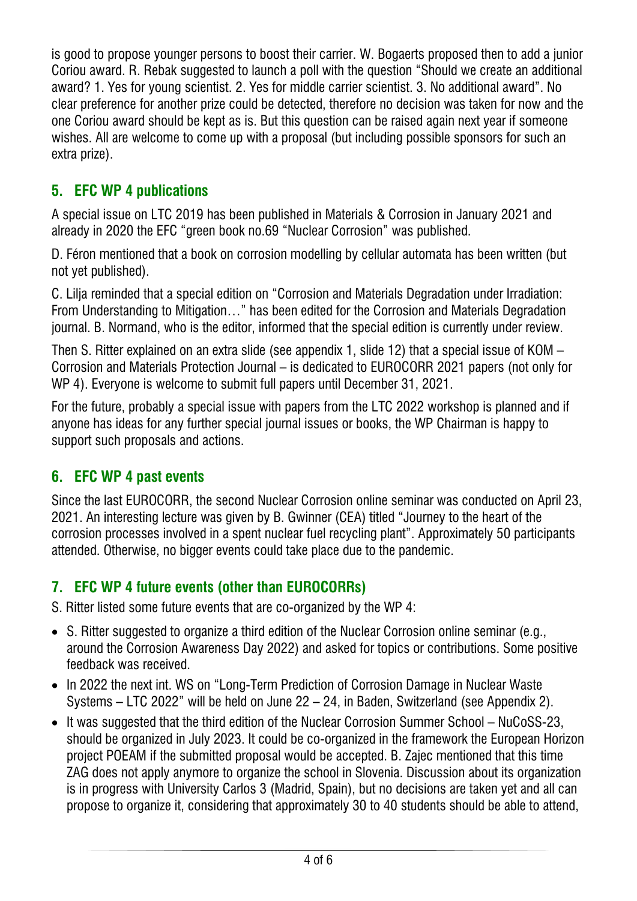is good to propose younger persons to boost their carrier. W. Bogaerts proposed then to add a junior Coriou award. R. Rebak suggested to launch a poll with the question "Should we create an additional award? 1. Yes for young scientist. 2. Yes for middle carrier scientist. 3. No additional award". No clear preference for another prize could be detected, therefore no decision was taken for now and the one Coriou award should be kept as is. But this question can be raised again next year if someone wishes. All are welcome to come up with a proposal (but including possible sponsors for such an extra prize).

## 5. EFC WP 4 publications

A special issue on LTC 2019 has been published in Materials & Corrosion in January 2021 and already in 2020 the EFC "green book no.69 "Nuclear Corrosion" was published.

D. Féron mentioned that a book on corrosion modelling by cellular automata has been written (but not yet published).

C. Lilja reminded that a special edition on "Corrosion and Materials Degradation under Irradiation: From Understanding to Mitigation…" has been edited for the Corrosion and Materials Degradation journal. B. Normand, who is the editor, informed that the special edition is currently under review.

Then S. Ritter explained on an extra slide (see appendix 1, slide 12) that a special issue of KOM – Corrosion and Materials Protection Journal – is dedicated to EUROCORR 2021 papers (not only for WP 4). Everyone is welcome to submit full papers until December 31, 2021.

For the future, probably a special issue with papers from the LTC 2022 workshop is planned and if anyone has ideas for any further special journal issues or books, the WP Chairman is happy to support such proposals and actions.

## 6. EFC WP 4 past events

Since the last EUROCORR, the second Nuclear Corrosion online seminar was conducted on April 23, 2021. An interesting lecture was given by B. Gwinner (CEA) titled "Journey to the heart of the corrosion processes involved in a spent nuclear fuel recycling plant". Approximately 50 participants attended. Otherwise, no bigger events could take place due to the pandemic.

## 7. EFC WP 4 future events (other than EUROCORRs)

S. Ritter listed some future events that are co-organized by the WP 4:

- S. Ritter suggested to organize a third edition of the Nuclear Corrosion online seminar (e.g., around the Corrosion Awareness Day 2022) and asked for topics or contributions. Some positive feedback was received.
- In 2022 the next int. WS on "Long-Term Prediction of Corrosion Damage in Nuclear Waste Systems – LTC 2022" will be held on June 22 – 24, in Baden, Switzerland (see Appendix 2).
- It was suggested that the third edition of the Nuclear Corrosion Summer School – NuCoSS-23, should be organized in July 2023. It could be co-organized in the framework the European Horizon project POEAM if the submitted proposal would be accepted. B. Zajec mentioned that this time ZAG does not apply anymore to organize the school in Slovenia. Discussion about its organization is in progress with University Carlos 3 (Madrid, Spain), but no decisions are taken yet and all can propose to organize it, considering that approximately 30 to 40 students should be able to attend,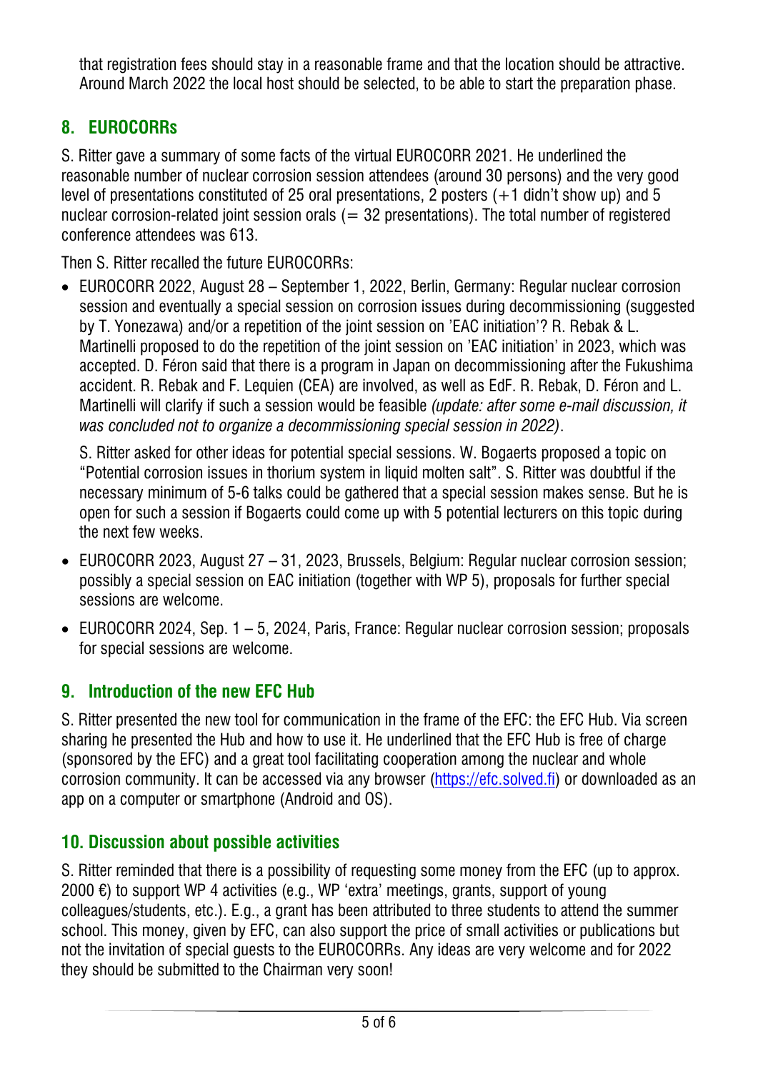that registration fees should stay in a reasonable frame and that the location should be attractive. Around March 2022 the local host should be selected, to be able to start the preparation phase.

## 8. EUROCORRs

S. Ritter gave a summary of some facts of the virtual EUROCORR 2021. He underlined the reasonable number of nuclear corrosion session attendees (around 30 persons) and the very good level of presentations constituted of 25 oral presentations, 2 posters (+1 didn't show up) and 5 nuclear corrosion-related joint session orals (= 32 presentations). The total number of registered conference attendees was 613.

Then S. Ritter recalled the future EUROCORRs:

- EUROCORR 2022, August 28 – September 1, 2022, Berlin, Germany: Regular nuclear corrosion session and eventually a special session on corrosion issues during decommissioning (suggested by T. Yonezawa) and/or a repetition of the joint session on 'EAC initiation'? R. Rebak & L. Martinelli proposed to do the repetition of the joint session on 'EAC initiation' in 2023, which was accepted. D. Féron said that there is a program in Japan on decommissioning after the Fukushima accident. R. Rebak and F. Lequien (CEA) are involved, as well as EdF. R. Rebak, D. Féron and L. Martinelli will clarify if such a session would be feasible *(update: after some e-mail discussion, it was concluded not to organize a decommissioning special session in 2022)*.

  S. Ritter asked for other ideas for potential special sessions. W. Bogaerts proposed a topic on "Potential corrosion issues in thorium system in liquid molten salt". S. Ritter was doubtful if the necessary minimum of 5-6 talks could be gathered that a special session makes sense. But he is open for such a session if Bogaerts could come up with 5 potential lecturers on this topic during the next few weeks.

- EUROCORR 2023, August 27 – 31, 2023, Brussels, Belgium: Regular nuclear corrosion session; possibly a special session on EAC initiation (together with WP 5), proposals for further special sessions are welcome.

- EUROCORR 2024, Sep. 1 – 5, 2024, Paris, France: Regular nuclear corrosion session; proposals for special sessions are welcome.

## 9. Introduction of the new EFC Hub

S. Ritter presented the new tool for communication in the frame of the EFC: the EFC Hub. Via screen sharing he presented the Hub and how to use it. He underlined that the EFC Hub is free of charge (sponsored by the EFC) and a great tool facilitating cooperation among the nuclear and whole corrosion community. It can be accessed via any browser (https://efc.solved.fi) or downloaded as an app on a computer or smartphone (Android and OS).

## 10. Discussion about possible activities

S. Ritter reminded that there is a possibility of requesting some money from the EFC (up to approx. 2000 €) to support WP 4 activities (e.g., WP 'extra' meetings, grants, support of young colleagues/students, etc.). E.g., a grant has been attributed to three students to attend the summer school. This money, given by EFC, can also support the price of small activities or publications but not the invitation of special guests to the EUROCORRs. Any ideas are very welcome and for 2022 they should be submitted to the Chairman very soon!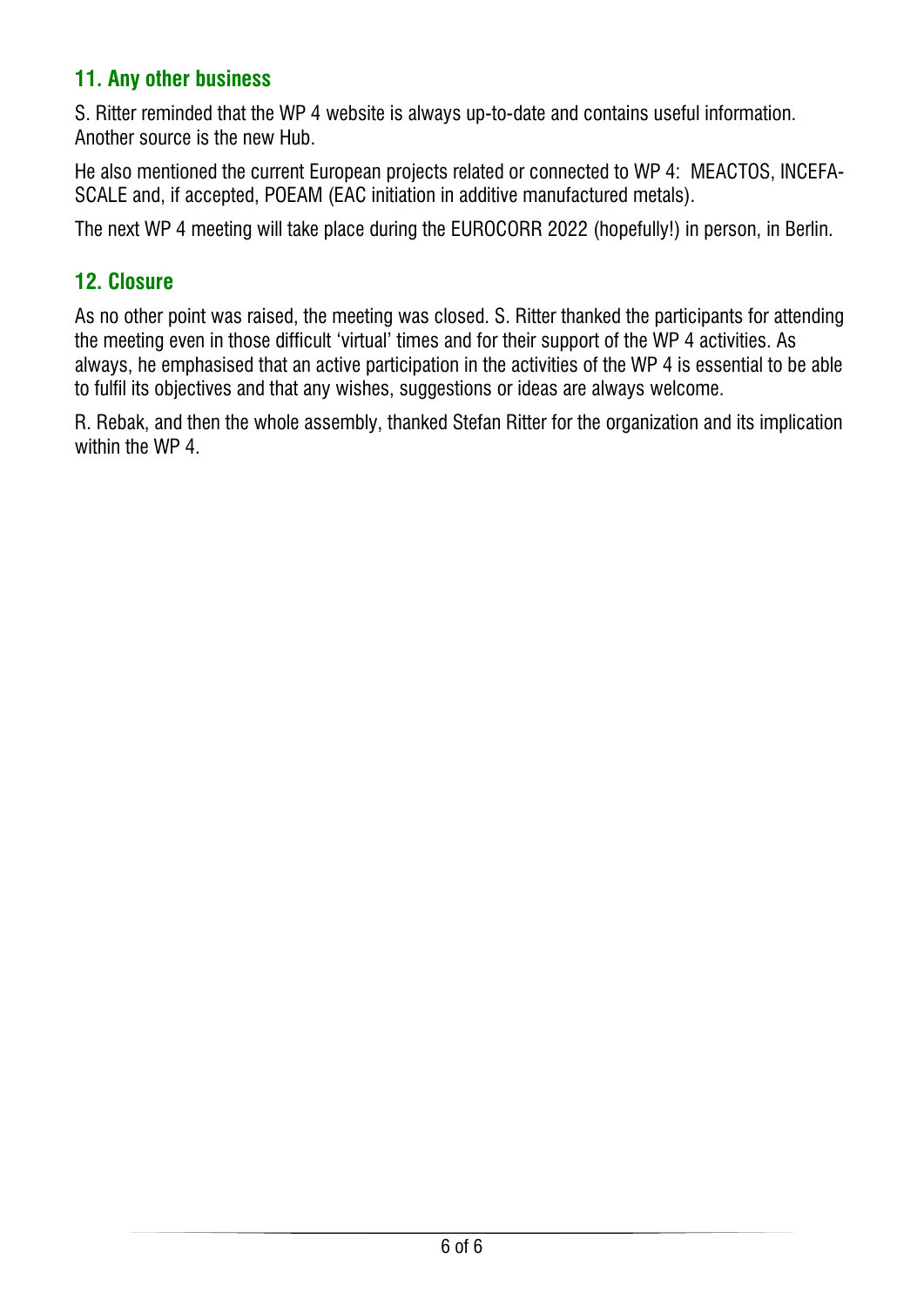## 11. Any other business

S. Ritter reminded that the WP 4 website is always up-to-date and contains useful information. Another source is the new Hub.

He also mentioned the current European projects related or connected to WP 4: MEACTOS, INCEFA-SCALE and, if accepted, POEAM (EAC initiation in additive manufactured metals).

The next WP 4 meeting will take place during the EUROCORR 2022 (hopefully!) in person, in Berlin.

## 12. Closure

As no other point was raised, the meeting was closed. S. Ritter thanked the participants for attending the meeting even in those difficult 'virtual' times and for their support of the WP 4 activities. As always, he emphasised that an active participation in the activities of the WP 4 is essential to be able to fulfil its objectives and that any wishes, suggestions or ideas are always welcome.

R. Rebak, and then the whole assembly, thanked Stefan Ritter for the organization and its implication within the WP 4.